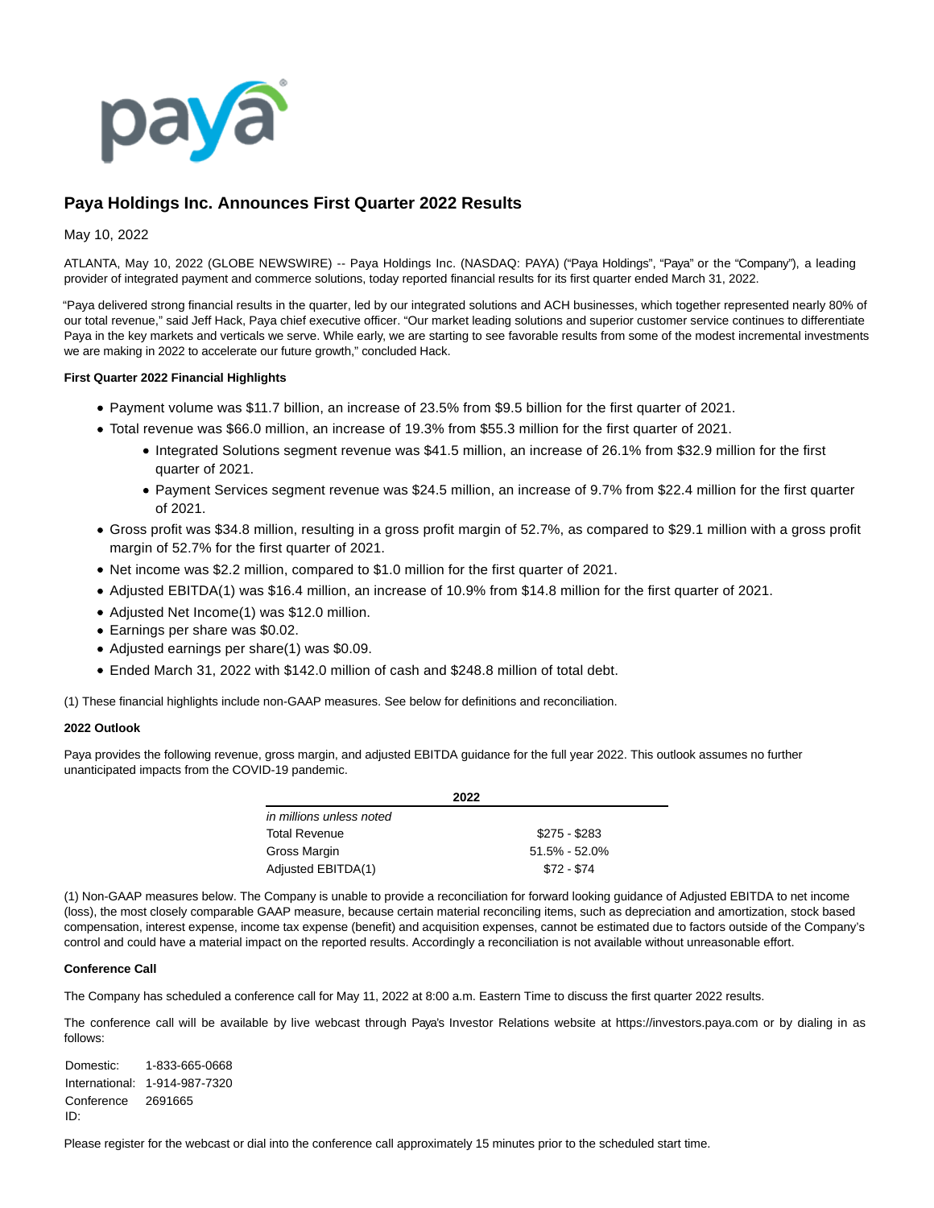# Paya Holdings Inc. Announces First Quarter 2022 Results

May 10, 2022

ATLANTA, May 10, 2022 (GLOBE NEWSWIRE) -- Paya Holdings Inc. (NASDAQ: PAYA) ("Paya Holdings", "Paya" or the "Company"), a leading provider of integrated payment and commerce solutions, today reported financial results for its first quarter ended March 31, 2022.

"Paya delivered strong financial results in the quarter, led by our integrated solutions and ACH businesses, which together represented nearly 80% of our total revenue," said Jeff Hack, Paya chief executive officer. "Our market leading solutions and superior customer service continues to differentiate Paya in the key markets and verticals we serve. While early, we are starting to see favorable results from some of the modest incremental investments we are making in 2022 to accelerate our future growth," concluded Hack.

**First Quarter 2022 Financial Highlights**

- Payment volume was $11.7 billion, an increase of 23.5% from $9.5 billion for the first quarter of 2021.
- Total revenue was $66.0 million, an increase of 19.3% from $55.3 million for the first quarter of 2021.
  - Integrated Solutions segment revenue was $41.5 million, an increase of 26.1% from $32.9 million for the first quarter of 2021.
  - Payment Services segment revenue was $24.5 million, an increase of 9.7% from $22.4 million for the first quarter of 2021.
- Gross profit was $34.8 million, resulting in a gross profit margin of 52.7%, as compared to $29.1 million with a gross profit margin of 52.7% for the first quarter of 2021.
- Net income was $2.2 million, compared to $1.0 million for the first quarter of 2021.
- Adjusted EBITDA(1) was $16.4 million, an increase of 10.9% from $14.8 million for the first quarter of 2021.
- Adjusted Net Income(1) was $12.0 million.
- Earnings per share was $0.02.
- Adjusted earnings per share(1) was $0.09.
- Ended March 31, 2022 with $142.0 million of cash and $248.8 million of total debt.

(1) These financial highlights include non-GAAP measures. See below for definitions and reconciliation.

**2022 Outlook**

Paya provides the following revenue, gross margin, and adjusted EBITDA guidance for the full year 2022. This outlook assumes no further unanticipated impacts from the COVID-19 pandemic.

| | 2022 |
|---|---|
| *in millions unless noted* | |
| Total Revenue | $275 - $283 |
| Gross Margin | 51.5% - 52.0% |
| Adjusted EBITDA(1) | $72 - $74 |

(1) Non-GAAP measures below. The Company is unable to provide a reconciliation for forward looking guidance of Adjusted EBITDA to net income (loss), the most closely comparable GAAP measure, because certain material reconciling items, such as depreciation and amortization, stock based compensation, interest expense, income tax expense (benefit) and acquisition expenses, cannot be estimated due to factors outside of the Company's control and could have a material impact on the reported results. Accordingly a reconciliation is not available without unreasonable effort.

**Conference Call**

The Company has scheduled a conference call for May 11, 2022 at 8:00 a.m. Eastern Time to discuss the first quarter 2022 results.

The conference call will be available by live webcast through Paya's Investor Relations website at https://investors.paya.com or by dialing in as follows:

| | |
|---|---|
| Domestic: | 1-833-665-0668 |
| International: | 1-914-987-7320 |
| Conference ID: | 2691665 |

Please register for the webcast or dial into the conference call approximately 15 minutes prior to the scheduled start time.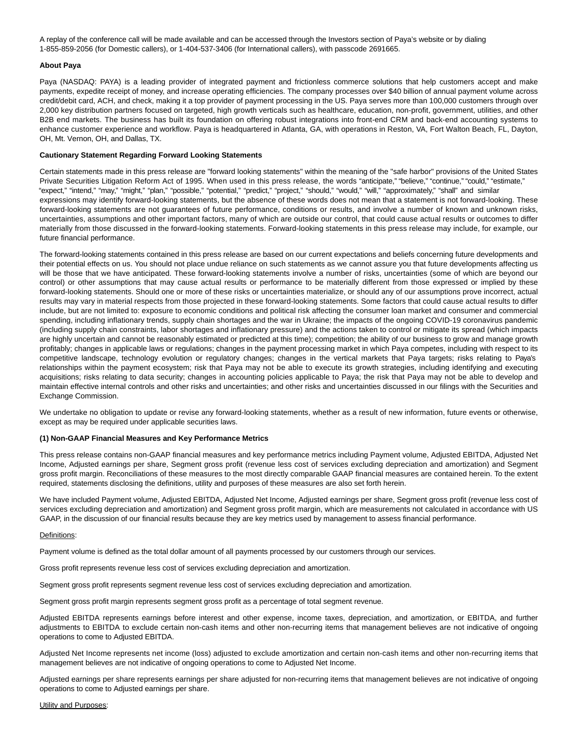A replay of the conference call will be made available and can be accessed through the Investors section of Paya's website or by dialing 1-855-859-2056 (for Domestic callers), or 1-404-537-3406 (for International callers), with passcode 2691665.

**About Paya**

Paya (NASDAQ: PAYA) is a leading provider of integrated payment and frictionless commerce solutions that help customers accept and make payments, expedite receipt of money, and increase operating efficiencies. The company processes over $40 billion of annual payment volume across credit/debit card, ACH, and check, making it a top provider of payment processing in the US. Paya serves more than 100,000 customers through over 2,000 key distribution partners focused on targeted, high growth verticals such as healthcare, education, non-profit, government, utilities, and other B2B end markets. The business has built its foundation on offering robust integrations into front-end CRM and back-end accounting systems to enhance customer experience and workflow. Paya is headquartered in Atlanta, GA, with operations in Reston, VA, Fort Walton Beach, FL, Dayton, OH, Mt. Vernon, OH, and Dallas, TX.

**Cautionary Statement Regarding Forward Looking Statements**

Certain statements made in this press release are "forward looking statements" within the meaning of the "safe harbor" provisions of the United States Private Securities Litigation Reform Act of 1995. When used in this press release, the words "anticipate," "believe," "continue," "could," "estimate," "expect," "intend," "may," "might," "plan," "possible," "potential," "predict," "project," "should," "would," "will," "approximately," "shall" and similar expressions may identify forward-looking statements, but the absence of these words does not mean that a statement is not forward-looking. These forward-looking statements are not guarantees of future performance, conditions or results, and involve a number of known and unknown risks, uncertainties, assumptions and other important factors, many of which are outside our control, that could cause actual results or outcomes to differ materially from those discussed in the forward-looking statements. Forward-looking statements in this press release may include, for example, our future financial performance.

The forward-looking statements contained in this press release are based on our current expectations and beliefs concerning future developments and their potential effects on us. You should not place undue reliance on such statements as we cannot assure you that future developments affecting us will be those that we have anticipated. These forward-looking statements involve a number of risks, uncertainties (some of which are beyond our control) or other assumptions that may cause actual results or performance to be materially different from those expressed or implied by these forward-looking statements. Should one or more of these risks or uncertainties materialize, or should any of our assumptions prove incorrect, actual results may vary in material respects from those projected in these forward-looking statements. Some factors that could cause actual results to differ include, but are not limited to: exposure to economic conditions and political risk affecting the consumer loan market and consumer and commercial spending, including inflationary trends, supply chain shortages and the war in Ukraine; the impacts of the ongoing COVID-19 coronavirus pandemic (including supply chain constraints, labor shortages and inflationary pressure) and the actions taken to control or mitigate its spread (which impacts are highly uncertain and cannot be reasonably estimated or predicted at this time); competition; the ability of our business to grow and manage growth profitably; changes in applicable laws or regulations; changes in the payment processing market in which Paya competes, including with respect to its competitive landscape, technology evolution or regulatory changes; changes in the vertical markets that Paya targets; risks relating to Paya's relationships within the payment ecosystem; risk that Paya may not be able to execute its growth strategies, including identifying and executing acquisitions; risks relating to data security; changes in accounting policies applicable to Paya; the risk that Paya may not be able to develop and maintain effective internal controls and other risks and uncertainties; and other risks and uncertainties discussed in our filings with the Securities and Exchange Commission.

We undertake no obligation to update or revise any forward-looking statements, whether as a result of new information, future events or otherwise, except as may be required under applicable securities laws.

**(1) Non-GAAP Financial Measures and Key Performance Metrics**

This press release contains non-GAAP financial measures and key performance metrics including Payment volume, Adjusted EBITDA, Adjusted Net Income, Adjusted earnings per share, Segment gross profit (revenue less cost of services excluding depreciation and amortization) and Segment gross profit margin. Reconciliations of these measures to the most directly comparable GAAP financial measures are contained herein. To the extent required, statements disclosing the definitions, utility and purposes of these measures are also set forth herein.

We have included Payment volume, Adjusted EBITDA, Adjusted Net Income, Adjusted earnings per share, Segment gross profit (revenue less cost of services excluding depreciation and amortization) and Segment gross profit margin, which are measurements not calculated in accordance with US GAAP, in the discussion of our financial results because they are key metrics used by management to assess financial performance.

Definitions:

Payment volume is defined as the total dollar amount of all payments processed by our customers through our services.

Gross profit represents revenue less cost of services excluding depreciation and amortization.

Segment gross profit represents segment revenue less cost of services excluding depreciation and amortization.

Segment gross profit margin represents segment gross profit as a percentage of total segment revenue.

Adjusted EBITDA represents earnings before interest and other expense, income taxes, depreciation, and amortization, or EBITDA, and further adjustments to EBITDA to exclude certain non-cash items and other non-recurring items that management believes are not indicative of ongoing operations to come to Adjusted EBITDA.

Adjusted Net Income represents net income (loss) adjusted to exclude amortization and certain non-cash items and other non-recurring items that management believes are not indicative of ongoing operations to come to Adjusted Net Income.

Adjusted earnings per share represents earnings per share adjusted for non-recurring items that management believes are not indicative of ongoing operations to come to Adjusted earnings per share.

Utility and Purposes: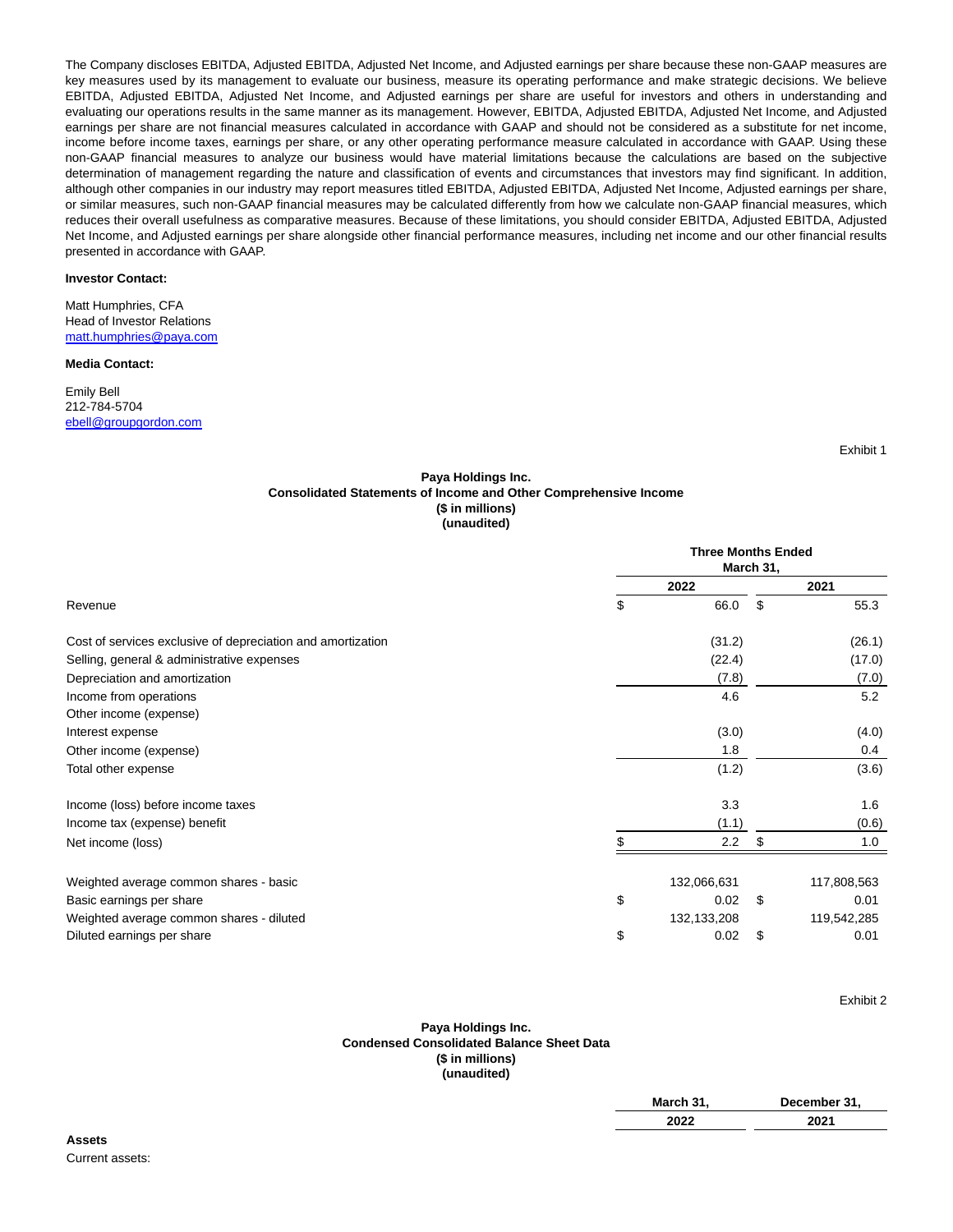The Company discloses EBITDA, Adjusted EBITDA, Adjusted Net Income, and Adjusted earnings per share because these non-GAAP measures are key measures used by its management to evaluate our business, measure its operating performance and make strategic decisions. We believe EBITDA, Adjusted EBITDA, Adjusted Net Income, and Adjusted earnings per share are useful for investors and others in understanding and evaluating our operations results in the same manner as its management. However, EBITDA, Adjusted EBITDA, Adjusted Net Income, and Adjusted earnings per share are not financial measures calculated in accordance with GAAP and should not be considered as a substitute for net income, income before income taxes, earnings per share, or any other operating performance measure calculated in accordance with GAAP. Using these non-GAAP financial measures to analyze our business would have material limitations because the calculations are based on the subjective determination of management regarding the nature and classification of events and circumstances that investors may find significant. In addition, although other companies in our industry may report measures titled EBITDA, Adjusted EBITDA, Adjusted Net Income, Adjusted earnings per share, or similar measures, such non-GAAP financial measures may be calculated differently from how we calculate non-GAAP financial measures, which reduces their overall usefulness as comparative measures. Because of these limitations, you should consider EBITDA, Adjusted EBITDA, Adjusted Net Income, and Adjusted earnings per share alongside other financial performance measures, including net income and our other financial results presented in accordance with GAAP.

**Investor Contact:**

Matt Humphries, CFA
Head of Investor Relations
matt.humphries@paya.com

**Media Contact:**

Emily Bell
212-784-5704
ebell@groupgordon.com

Exhibit 1

**Paya Holdings Inc.**
**Consolidated Statements of Income and Other Comprehensive Income**
**($ in millions)**
**(unaudited)**

| | Three Months Ended March 31, | |
|---|---|---|
| | 2022 | 2021 |
| Revenue | $ 66.0 | $ 55.3 |
| Cost of services exclusive of depreciation and amortization | (31.2) | (26.1) |
| Selling, general & administrative expenses | (22.4) | (17.0) |
| Depreciation and amortization | (7.8) | (7.0) |
| Income from operations | 4.6 | 5.2 |
| Other income (expense) | | |
| Interest expense | (3.0) | (4.0) |
| Other income (expense) | 1.8 | 0.4 |
| Total other expense | (1.2) | (3.6) |
| Income (loss) before income taxes | 3.3 | 1.6 |
| Income tax (expense) benefit | (1.1) | (0.6) |
| Net income (loss) | $ 2.2 | $ 1.0 |
| Weighted average common shares - basic | 132,066,631 | 117,808,563 |
| Basic earnings per share | $ 0.02 | $ 0.01 |
| Weighted average common shares - diluted | 132,133,208 | 119,542,285 |
| Diluted earnings per share | $ 0.02 | $ 0.01 |

Exhibit 2

**Paya Holdings Inc.**
**Condensed Consolidated Balance Sheet Data**
**($ in millions)**
**(unaudited)**

| | March 31, 2022 | December 31, 2021 |
|---|---|---|
| **Assets** | | |
| Current assets: | | |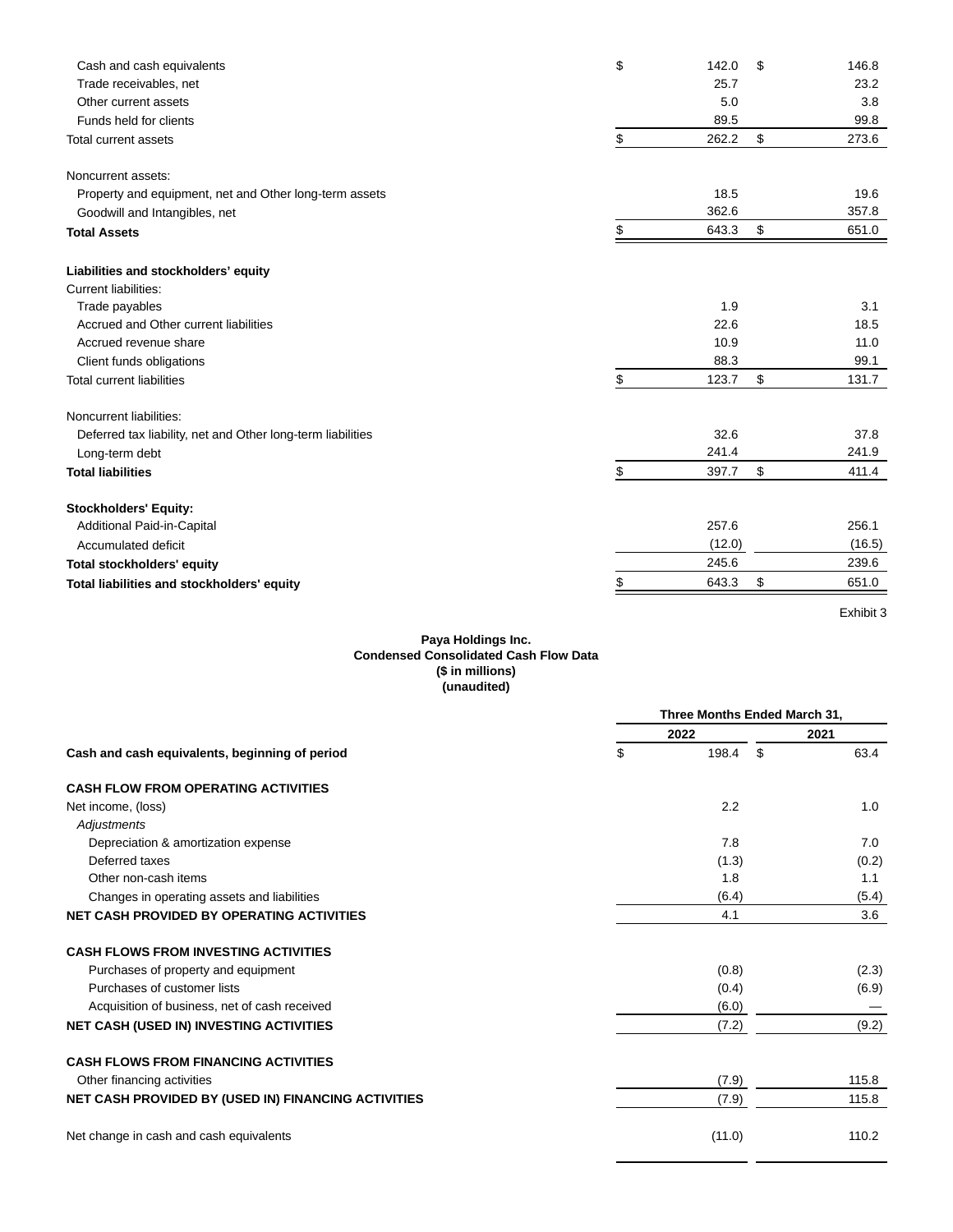| | | |
|---|---|---|
| Cash and cash equivalents | $ 142.0 | $ 146.8 |
| Trade receivables, net | 25.7 | 23.2 |
| Other current assets | 5.0 | 3.8 |
| Funds held for clients | 89.5 | 99.8 |
| Total current assets | $ 262.2 | $ 273.6 |
| | | |
| Noncurrent assets: | | |
| Property and equipment, net and Other long-term assets | 18.5 | 19.6 |
| Goodwill and Intangibles, net | 362.6 | 357.8 |
| **Total Assets** | $ 643.3 | $ 651.0 |
| | | |
| **Liabilities and stockholders' equity** | | |
| Current liabilities: | | |
| Trade payables | 1.9 | 3.1 |
| Accrued and Other current liabilities | 22.6 | 18.5 |
| Accrued revenue share | 10.9 | 11.0 |
| Client funds obligations | 88.3 | 99.1 |
| Total current liabilities | $ 123.7 | $ 131.7 |
| | | |
| Noncurrent liabilities: | | |
| Deferred tax liability, net and Other long-term liabilities | 32.6 | 37.8 |
| Long-term debt | 241.4 | 241.9 |
| **Total liabilities** | $ 397.7 | $ 411.4 |
| | | |
| **Stockholders' Equity:** | | |
| Additional Paid-in-Capital | 257.6 | 256.1 |
| Accumulated deficit | (12.0) | (16.5) |
| **Total stockholders' equity** | 245.6 | 239.6 |
| **Total liabilities and stockholders' equity** | $ 643.3 | $ 651.0 |

Exhibit 3

**Paya Holdings Inc.**
**Condensed Consolidated Cash Flow Data**
**($ in millions)**
**(unaudited)**

| | Three Months Ended March 31, | |
|---|---|---|
| | 2022 | 2021 |
| **Cash and cash equivalents, beginning of period** | $ 198.4 | $ 63.4 |
| | | |
| **CASH FLOW FROM OPERATING ACTIVITIES** | | |
| Net income, (loss) | 2.2 | 1.0 |
| *Adjustments* | | |
| Depreciation & amortization expense | 7.8 | 7.0 |
| Deferred taxes | (1.3) | (0.2) |
| Other non-cash items | 1.8 | 1.1 |
| Changes in operating assets and liabilities | (6.4) | (5.4) |
| **NET CASH PROVIDED BY OPERATING ACTIVITIES** | 4.1 | 3.6 |
| | | |
| **CASH FLOWS FROM INVESTING ACTIVITIES** | | |
| Purchases of property and equipment | (0.8) | (2.3) |
| Purchases of customer lists | (0.4) | (6.9) |
| Acquisition of business, net of cash received | (6.0) | — |
| **NET CASH (USED IN) INVESTING ACTIVITIES** | (7.2) | (9.2) |
| | | |
| **CASH FLOWS FROM FINANCING ACTIVITIES** | | |
| Other financing activities | (7.9) | 115.8 |
| **NET CASH PROVIDED BY (USED IN) FINANCING ACTIVITIES** | (7.9) | 115.8 |
| | | |
| Net change in cash and cash equivalents | (11.0) | 110.2 |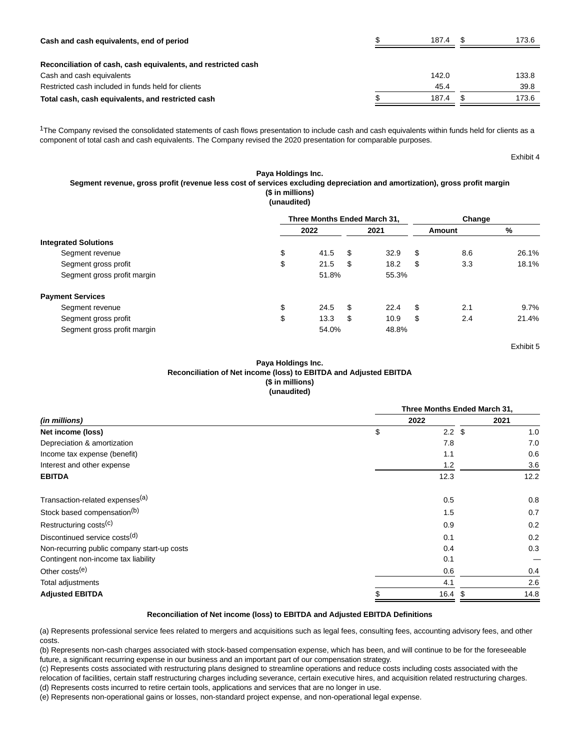| | | |
|---|---|---|
| **Cash and cash equivalents, end of period** | $ 187.4 | $ 173.6 |
| | | |
| **Reconciliation of cash, cash equivalents, and restricted cash** | | |
| Cash and cash equivalents | 142.0 | 133.8 |
| Restricted cash included in funds held for clients | 45.4 | 39.8 |
| **Total cash, cash equivalents, and restricted cash** | $ 187.4 | $ 173.6 |

[1]The Company revised the consolidated statements of cash flows presentation to include cash and cash equivalents within funds held for clients as a component of total cash and cash equivalents. The Company revised the 2020 presentation for comparable purposes.

Exhibit 4

**Paya Holdings Inc.**
**Segment revenue, gross profit (revenue less cost of services excluding depreciation and amortization), gross profit margin**
**($ in millions)**
**(unaudited)**

| | Three Months Ended March 31, | | Change | |
|---|---|---|---|---|
| | 2022 | 2021 | Amount | % |
| **Integrated Solutions** | | | | |
| Segment revenue | $ 41.5 | $ 32.9 | $ 8.6 | 26.1% |
| Segment gross profit | $ 21.5 | $ 18.2 | $ 3.3 | 18.1% |
| Segment gross profit margin | 51.8% | 55.3% | | |
| | | | | |
| **Payment Services** | | | | |
| Segment revenue | $ 24.5 | $ 22.4 | $ 2.1 | 9.7% |
| Segment gross profit | $ 13.3 | $ 10.9 | $ 2.4 | 21.4% |
| Segment gross profit margin | 54.0% | 48.8% | | |

Exhibit 5

**Paya Holdings Inc.**
**Reconciliation of Net income (loss) to EBITDA and Adjusted EBITDA**
**($ in millions)**
**(unaudited)**

| | Three Months Ended March 31, | |
|---|---|---|
| *(in millions)* | 2022 | 2021 |
| **Net income (loss)** | $ 2.2 | $ 1.0 |
| Depreciation & amortization | 7.8 | 7.0 |
| Income tax expense (benefit) | 1.1 | 0.6 |
| Interest and other expense | 1.2 | 3.6 |
| **EBITDA** | 12.3 | 12.2 |
| | | |
| Transaction-related expenses[(a)] | 0.5 | 0.8 |
| Stock based compensation[(b)] | 1.5 | 0.7 |
| Restructuring costs[(c)] | 0.9 | 0.2 |
| Discontinued service costs[(d)] | 0.1 | 0.2 |
| Non-recurring public company start-up costs | 0.4 | 0.3 |
| Contingent non-income tax liability | 0.1 | — |
| Other costs[(e)] | 0.6 | 0.4 |
| Total adjustments | 4.1 | 2.6 |
| **Adjusted EBITDA** | $ 16.4 | $ 14.8 |

**Reconciliation of Net income (loss) to EBITDA and Adjusted EBITDA Definitions**

(a) Represents professional service fees related to mergers and acquisitions such as legal fees, consulting fees, accounting advisory fees, and other costs.
(b) Represents non-cash charges associated with stock-based compensation expense, which has been, and will continue to be for the foreseeable future, a significant recurring expense in our business and an important part of our compensation strategy.
(c) Represents costs associated with restructuring plans designed to streamline operations and reduce costs including costs associated with the relocation of facilities, certain staff restructuring charges including severance, certain executive hires, and acquisition related restructuring charges.
(d) Represents costs incurred to retire certain tools, applications and services that are no longer in use.
(e) Represents non-operational gains or losses, non-standard project expense, and non-operational legal expense.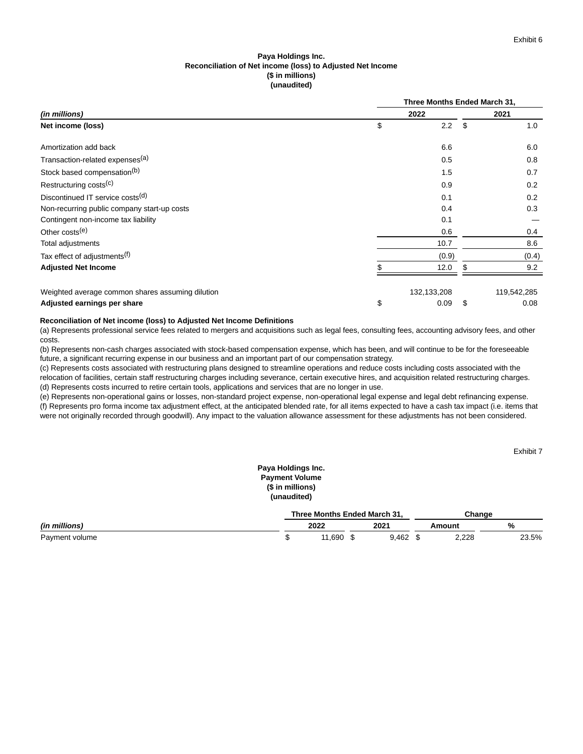Exhibit 6

**Paya Holdings Inc.**
**Reconciliation of Net income (loss) to Adjusted Net Income**
**($ in millions)**
**(unaudited)**

| | Three Months Ended March 31, | |
|---|---|---|
| ***(in millions)*** | **2022** | **2021** |
| **Net income (loss)** | $ 2.2 | $ 1.0 |
| Amortization add back | 6.6 | 6.0 |
| Transaction-related expenses[(a)] | 0.5 | 0.8 |
| Stock based compensation[(b)] | 1.5 | 0.7 |
| Restructuring costs[(c)] | 0.9 | 0.2 |
| Discontinued IT service costs[(d)] | 0.1 | 0.2 |
| Non-recurring public company start-up costs | 0.4 | 0.3 |
| Contingent non-income tax liability | 0.1 | — |
| Other costs[(e)] | 0.6 | 0.4 |
| Total adjustments | 10.7 | 8.6 |
| Tax effect of adjustments[(f)] | (0.9) | (0.4) |
| **Adjusted Net Income** | $ 12.0 | $ 9.2 |
| Weighted average common shares assuming dilution | 132,133,208 | 119,542,285 |
| **Adjusted earnings per share** | $ 0.09 | $ 0.08 |

**Reconciliation of Net income (loss) to Adjusted Net Income Definitions**

(a) Represents professional service fees related to mergers and acquisitions such as legal fees, consulting fees, accounting advisory fees, and other costs.

(b) Represents non-cash charges associated with stock-based compensation expense, which has been, and will continue to be for the foreseeable future, a significant recurring expense in our business and an important part of our compensation strategy.

(c) Represents costs associated with restructuring plans designed to streamline operations and reduce costs including costs associated with the relocation of facilities, certain staff restructuring charges including severance, certain executive hires, and acquisition related restructuring charges.

(d) Represents costs incurred to retire certain tools, applications and services that are no longer in use.

(e) Represents non-operational gains or losses, non-standard project expense, non-operational legal expense and legal debt refinancing expense.

(f) Represents pro forma income tax adjustment effect, at the anticipated blended rate, for all items expected to have a cash tax impact (i.e. items that were not originally recorded through goodwill). Any impact to the valuation allowance assessment for these adjustments has not been considered.

Exhibit 7

**Paya Holdings Inc.**
**Payment Volume**
**($ in millions)**
**(unaudited)**

| | Three Months Ended March 31, | | Change | |
|---|---|---|---|---|
| ***(in millions)*** | **2022** | **2021** | **Amount** | **%** |
| Payment volume | $ 11,690 | $ 9,462 | $ 2,228 | 23.5% |